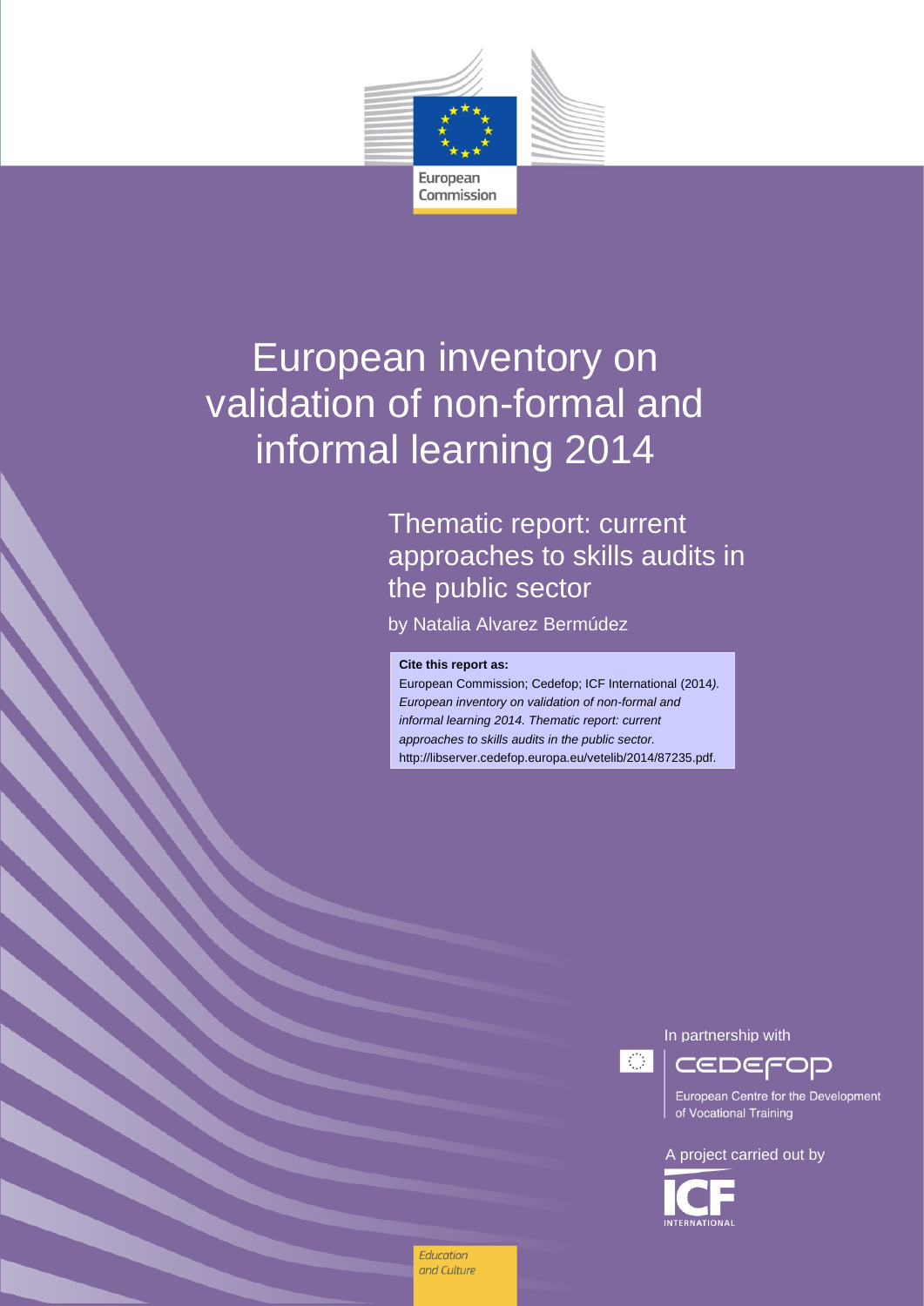European Commission

# European inventory on validation of non-formal and informal learning 2014

## Thematic report: current approaches to skills audits in the public sector

by Natalia Alvarez Bermúdez

**Cite this report as:**
European Commission; Cedefop; ICF International (2014*). European inventory on validation of non-formal and informal learning 2014. Thematic report: current approaches to skills audits in the public sector*. http://libserver.cedefop.europa.eu/vetelib/2014/87235.pdf.

In partnership with

CEDEFOP
European Centre for the Development of Vocational Training

A project carried out by

ICF INTERNATIONAL

Education and Culture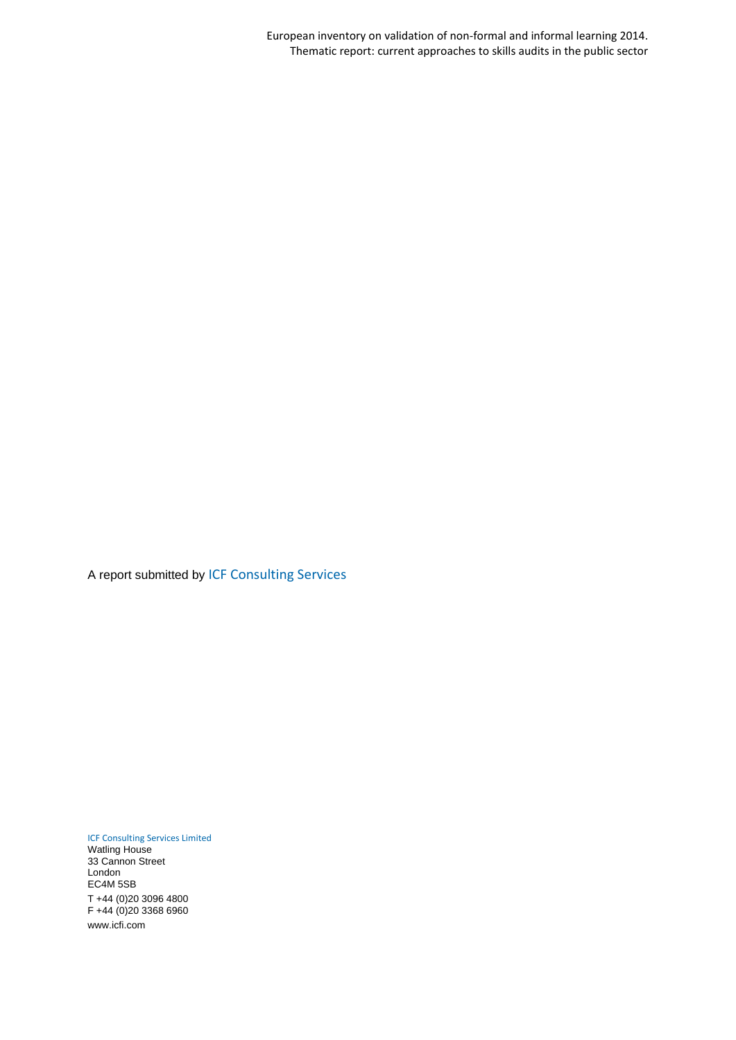A report submitted by ICF Consulting Services

ICF Consulting Services Limited
Watling House
33 Cannon Street
London
EC4M 5SB

T +44 (0)20 3096 4800
F +44 (0)20 3368 6960

www.icfi.com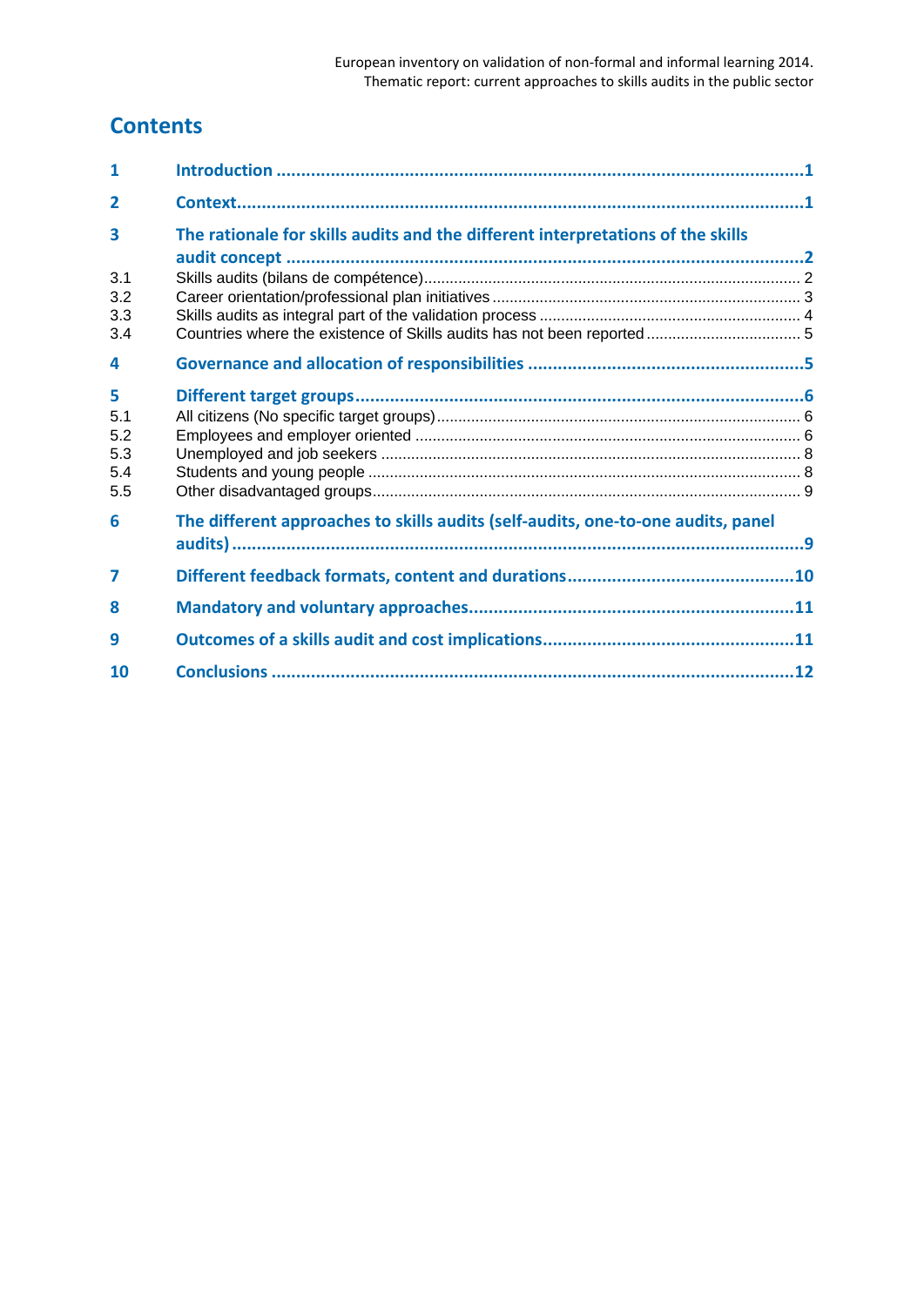# Contents

| | | |
|---|---|---|
| **1** | **Introduction** | **1** |
| **2** | **Context** | **1** |
| **3** | **The rationale for skills audits and the different interpretations of the skills audit concept** | **2** |
| 3.1 | Skills audits (bilans de compétence) | 2 |
| 3.2 | Career orientation/professional plan initiatives | 3 |
| 3.3 | Skills audits as integral part of the validation process | 4 |
| 3.4 | Countries where the existence of Skills audits has not been reported | 5 |
| **4** | **Governance and allocation of responsibilities** | **5** |
| **5** | **Different target groups** | **6** |
| 5.1 | All citizens (No specific target groups) | 6 |
| 5.2 | Employees and employer oriented | 6 |
| 5.3 | Unemployed and job seekers | 8 |
| 5.4 | Students and young people | 8 |
| 5.5 | Other disadvantaged groups | 9 |
| **6** | **The different approaches to skills audits (self-audits, one-to-one audits, panel audits)** | **9** |
| **7** | **Different feedback formats, content and durations** | **10** |
| **8** | **Mandatory and voluntary approaches** | **11** |
| **9** | **Outcomes of a skills audit and cost implications** | **11** |
| **10** | **Conclusions** | **12** |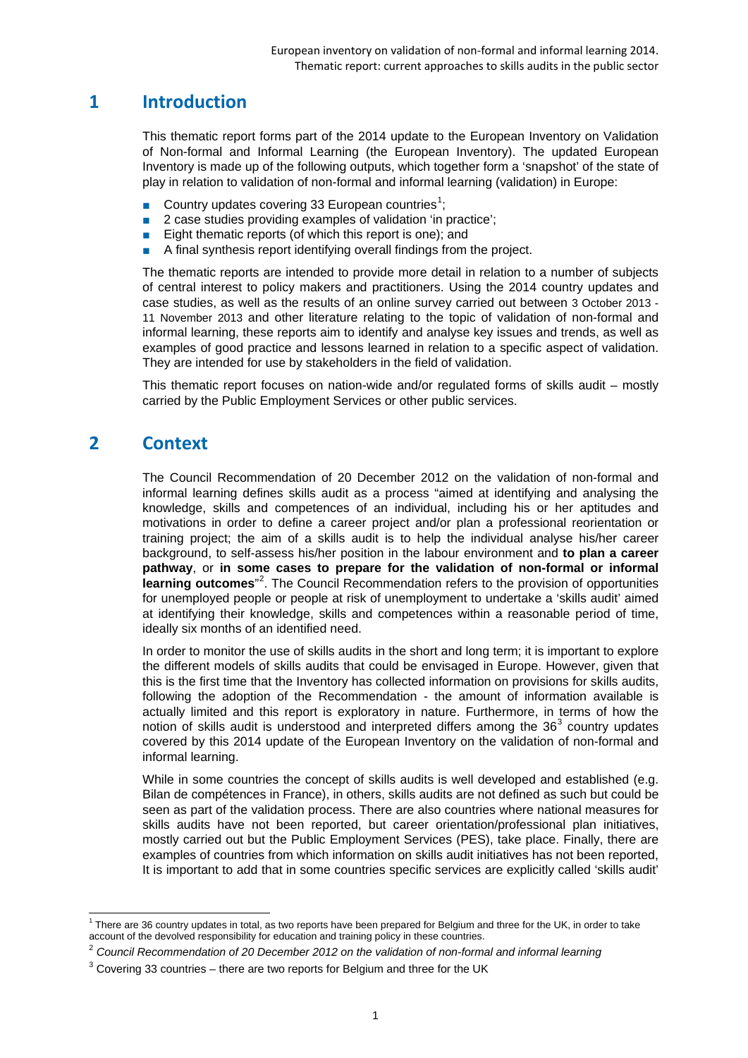# 1 Introduction

This thematic report forms part of the 2014 update to the European Inventory on Validation of Non-formal and Informal Learning (the European Inventory). The updated European Inventory is made up of the following outputs, which together form a 'snapshot' of the state of play in relation to validation of non-formal and informal learning (validation) in Europe:

- Country updates covering 33 European countries[1];
- 2 case studies providing examples of validation 'in practice';
- Eight thematic reports (of which this report is one); and
- A final synthesis report identifying overall findings from the project.

The thematic reports are intended to provide more detail in relation to a number of subjects of central interest to policy makers and practitioners. Using the 2014 country updates and case studies, as well as the results of an online survey carried out between 3 October 2013 - 11 November 2013 and other literature relating to the topic of validation of non-formal and informal learning, these reports aim to identify and analyse key issues and trends, as well as examples of good practice and lessons learned in relation to a specific aspect of validation. They are intended for use by stakeholders in the field of validation.

This thematic report focuses on nation-wide and/or regulated forms of skills audit – mostly carried by the Public Employment Services or other public services.

# 2 Context

The Council Recommendation of 20 December 2012 on the validation of non-formal and informal learning defines skills audit as a process "aimed at identifying and analysing the knowledge, skills and competences of an individual, including his or her aptitudes and motivations in order to define a career project and/or plan a professional reorientation or training project; the aim of a skills audit is to help the individual analyse his/her career background, to self-assess his/her position in the labour environment and **to plan a career pathway**, or **in some cases to prepare for the validation of non-formal or informal learning outcomes**"[2]. The Council Recommendation refers to the provision of opportunities for unemployed people or people at risk of unemployment to undertake a 'skills audit' aimed at identifying their knowledge, skills and competences within a reasonable period of time, ideally six months of an identified need.

In order to monitor the use of skills audits in the short and long term; it is important to explore the different models of skills audits that could be envisaged in Europe. However, given that this is the first time that the Inventory has collected information on provisions for skills audits, following the adoption of the Recommendation - the amount of information available is actually limited and this report is exploratory in nature. Furthermore, in terms of how the notion of skills audit is understood and interpreted differs among the 36[3] country updates covered by this 2014 update of the European Inventory on the validation of non-formal and informal learning.

While in some countries the concept of skills audits is well developed and established (e.g. Bilan de compétences in France), in others, skills audits are not defined as such but could be seen as part of the validation process. There are also countries where national measures for skills audits have not been reported, but career orientation/professional plan initiatives, mostly carried out but the Public Employment Services (PES), take place. Finally, there are examples of countries from which information on skills audit initiatives has not been reported, It is important to add that in some countries specific services are explicitly called 'skills audit'

---

[1] There are 36 country updates in total, as two reports have been prepared for Belgium and three for the UK, in order to take account of the devolved responsibility for education and training policy in these countries.

[2] *Council Recommendation of 20 December 2012 on the validation of non-formal and informal learning*

[3] Covering 33 countries – there are two reports for Belgium and three for the UK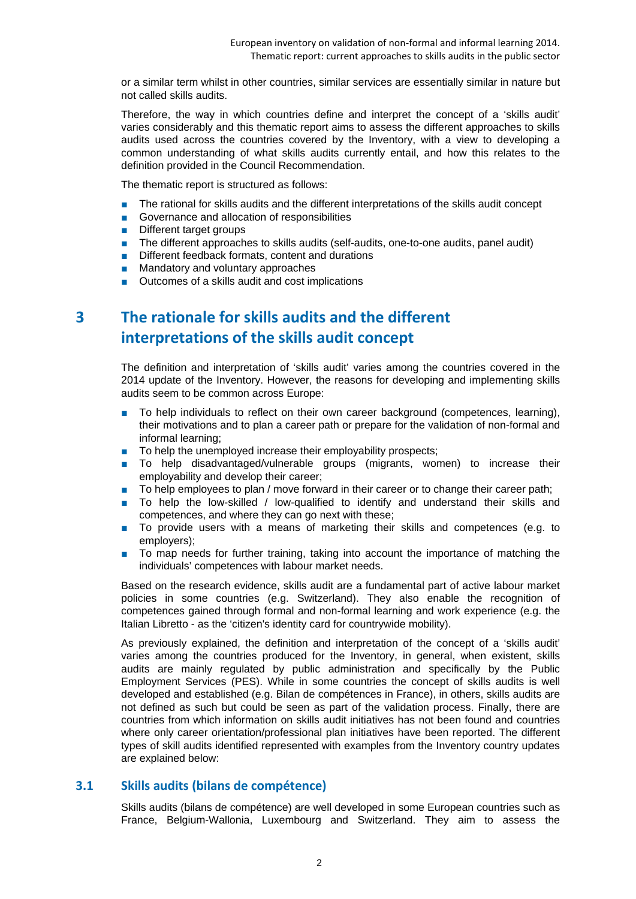or a similar term whilst in other countries, similar services are essentially similar in nature but not called skills audits.

Therefore, the way in which countries define and interpret the concept of a 'skills audit' varies considerably and this thematic report aims to assess the different approaches to skills audits used across the countries covered by the Inventory, with a view to developing a common understanding of what skills audits currently entail, and how this relates to the definition provided in the Council Recommendation.

The thematic report is structured as follows:

- The rational for skills audits and the different interpretations of the skills audit concept
- Governance and allocation of responsibilities
- Different target groups
- The different approaches to skills audits (self-audits, one-to-one audits, panel audit)
- Different feedback formats, content and durations
- Mandatory and voluntary approaches
- Outcomes of a skills audit and cost implications

# 3 The rationale for skills audits and the different interpretations of the skills audit concept

The definition and interpretation of 'skills audit' varies among the countries covered in the 2014 update of the Inventory. However, the reasons for developing and implementing skills audits seem to be common across Europe:

- To help individuals to reflect on their own career background (competences, learning), their motivations and to plan a career path or prepare for the validation of non-formal and informal learning;
- To help the unemployed increase their employability prospects;
- To help disadvantaged/vulnerable groups (migrants, women) to increase their employability and develop their career;
- To help employees to plan / move forward in their career or to change their career path;
- To help the low-skilled / low-qualified to identify and understand their skills and competences, and where they can go next with these;
- To provide users with a means of marketing their skills and competences (e.g. to employers);
- To map needs for further training, taking into account the importance of matching the individuals' competences with labour market needs.

Based on the research evidence, skills audit are a fundamental part of active labour market policies in some countries (e.g. Switzerland). They also enable the recognition of competences gained through formal and non-formal learning and work experience (e.g. the Italian Libretto - as the 'citizen's identity card for countrywide mobility).

As previously explained, the definition and interpretation of the concept of a 'skills audit' varies among the countries produced for the Inventory, in general, when existent, skills audits are mainly regulated by public administration and specifically by the Public Employment Services (PES). While in some countries the concept of skills audits is well developed and established (e.g. Bilan de compétences in France), in others, skills audits are not defined as such but could be seen as part of the validation process. Finally, there are countries from which information on skills audit initiatives has not been found and countries where only career orientation/professional plan initiatives have been reported. The different types of skill audits identified represented with examples from the Inventory country updates are explained below:

## 3.1 Skills audits (bilans de compétence)

Skills audits (bilans de compétence) are well developed in some European countries such as France, Belgium-Wallonia, Luxembourg and Switzerland. They aim to assess the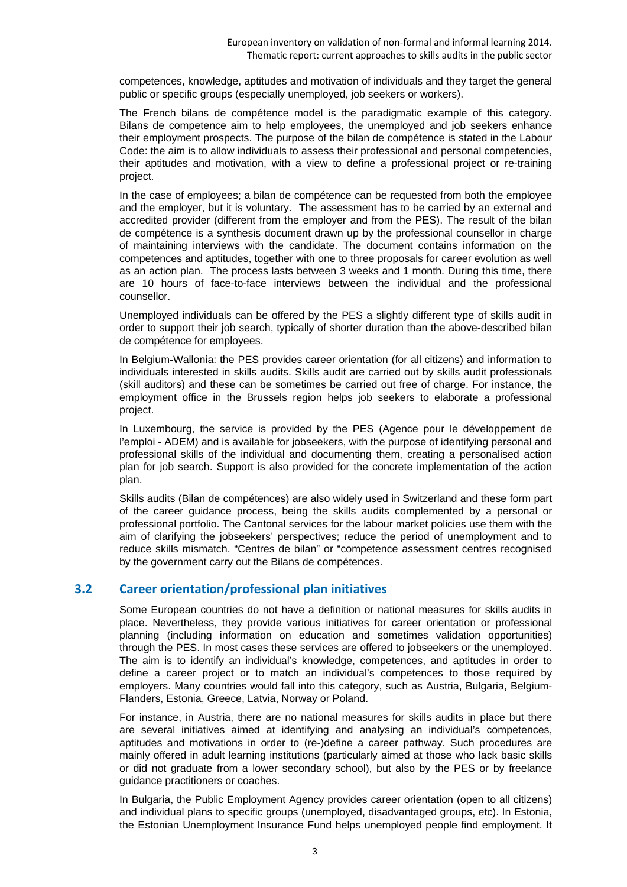competences, knowledge, aptitudes and motivation of individuals and they target the general public or specific groups (especially unemployed, job seekers or workers).

The French bilans de compétence model is the paradigmatic example of this category. Bilans de competence aim to help employees, the unemployed and job seekers enhance their employment prospects. The purpose of the bilan de compétence is stated in the Labour Code: the aim is to allow individuals to assess their professional and personal competencies, their aptitudes and motivation, with a view to define a professional project or re-training project.

In the case of employees; a bilan de compétence can be requested from both the employee and the employer, but it is voluntary. The assessment has to be carried by an external and accredited provider (different from the employer and from the PES). The result of the bilan de compétence is a synthesis document drawn up by the professional counsellor in charge of maintaining interviews with the candidate. The document contains information on the competences and aptitudes, together with one to three proposals for career evolution as well as an action plan. The process lasts between 3 weeks and 1 month. During this time, there are 10 hours of face-to-face interviews between the individual and the professional counsellor.

Unemployed individuals can be offered by the PES a slightly different type of skills audit in order to support their job search, typically of shorter duration than the above-described bilan de compétence for employees.

In Belgium-Wallonia: the PES provides career orientation (for all citizens) and information to individuals interested in skills audits. Skills audit are carried out by skills audit professionals (skill auditors) and these can be sometimes be carried out free of charge. For instance, the employment office in the Brussels region helps job seekers to elaborate a professional project.

In Luxembourg, the service is provided by the PES (Agence pour le développement de l'emploi - ADEM) and is available for jobseekers, with the purpose of identifying personal and professional skills of the individual and documenting them, creating a personalised action plan for job search. Support is also provided for the concrete implementation of the action plan.

Skills audits (Bilan de compétences) are also widely used in Switzerland and these form part of the career guidance process, being the skills audits complemented by a personal or professional portfolio. The Cantonal services for the labour market policies use them with the aim of clarifying the jobseekers' perspectives; reduce the period of unemployment and to reduce skills mismatch. "Centres de bilan" or "competence assessment centres recognised by the government carry out the Bilans de compétences.

## 3.2 Career orientation/professional plan initiatives

Some European countries do not have a definition or national measures for skills audits in place. Nevertheless, they provide various initiatives for career orientation or professional planning (including information on education and sometimes validation opportunities) through the PES. In most cases these services are offered to jobseekers or the unemployed. The aim is to identify an individual's knowledge, competences, and aptitudes in order to define a career project or to match an individual's competences to those required by employers. Many countries would fall into this category, such as Austria, Bulgaria, Belgium-Flanders, Estonia, Greece, Latvia, Norway or Poland.

For instance, in Austria, there are no national measures for skills audits in place but there are several initiatives aimed at identifying and analysing an individual's competences, aptitudes and motivations in order to (re-)define a career pathway. Such procedures are mainly offered in adult learning institutions (particularly aimed at those who lack basic skills or did not graduate from a lower secondary school), but also by the PES or by freelance guidance practitioners or coaches.

In Bulgaria, the Public Employment Agency provides career orientation (open to all citizens) and individual plans to specific groups (unemployed, disadvantaged groups, etc). In Estonia, the Estonian Unemployment Insurance Fund helps unemployed people find employment. It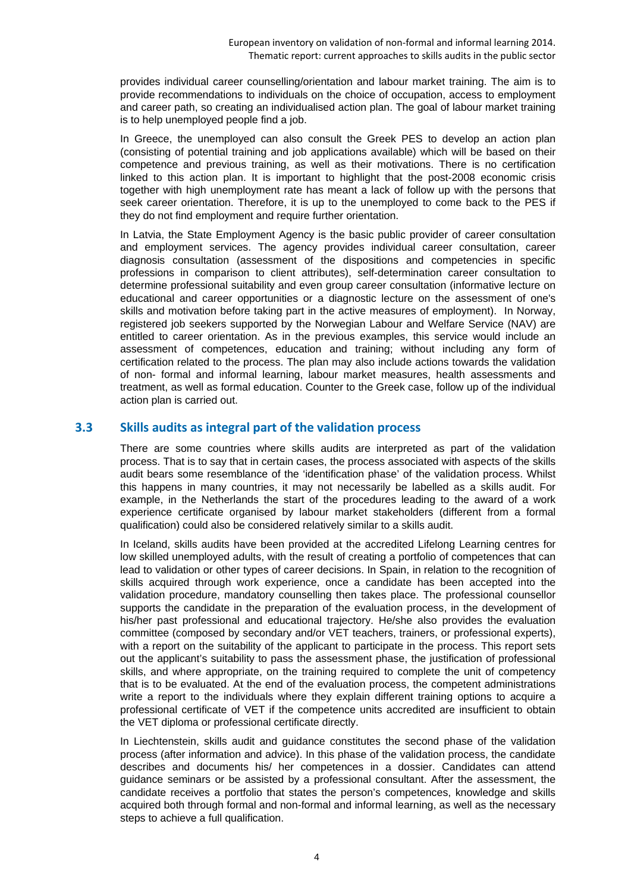provides individual career counselling/orientation and labour market training. The aim is to provide recommendations to individuals on the choice of occupation, access to employment and career path, so creating an individualised action plan. The goal of labour market training is to help unemployed people find a job.

In Greece, the unemployed can also consult the Greek PES to develop an action plan (consisting of potential training and job applications available) which will be based on their competence and previous training, as well as their motivations. There is no certification linked to this action plan. It is important to highlight that the post-2008 economic crisis together with high unemployment rate has meant a lack of follow up with the persons that seek career orientation. Therefore, it is up to the unemployed to come back to the PES if they do not find employment and require further orientation.

In Latvia, the State Employment Agency is the basic public provider of career consultation and employment services. The agency provides individual career consultation, career diagnosis consultation (assessment of the dispositions and competencies in specific professions in comparison to client attributes), self-determination career consultation to determine professional suitability and even group career consultation (informative lecture on educational and career opportunities or a diagnostic lecture on the assessment of one's skills and motivation before taking part in the active measures of employment). In Norway, registered job seekers supported by the Norwegian Labour and Welfare Service (NAV) are entitled to career orientation. As in the previous examples, this service would include an assessment of competences, education and training; without including any form of certification related to the process. The plan may also include actions towards the validation of non- formal and informal learning, labour market measures, health assessments and treatment, as well as formal education. Counter to the Greek case, follow up of the individual action plan is carried out.

## 3.3 Skills audits as integral part of the validation process

There are some countries where skills audits are interpreted as part of the validation process. That is to say that in certain cases, the process associated with aspects of the skills audit bears some resemblance of the 'identification phase' of the validation process. Whilst this happens in many countries, it may not necessarily be labelled as a skills audit. For example, in the Netherlands the start of the procedures leading to the award of a work experience certificate organised by labour market stakeholders (different from a formal qualification) could also be considered relatively similar to a skills audit.

In Iceland, skills audits have been provided at the accredited Lifelong Learning centres for low skilled unemployed adults, with the result of creating a portfolio of competences that can lead to validation or other types of career decisions. In Spain, in relation to the recognition of skills acquired through work experience, once a candidate has been accepted into the validation procedure, mandatory counselling then takes place. The professional counsellor supports the candidate in the preparation of the evaluation process, in the development of his/her past professional and educational trajectory. He/she also provides the evaluation committee (composed by secondary and/or VET teachers, trainers, or professional experts), with a report on the suitability of the applicant to participate in the process. This report sets out the applicant's suitability to pass the assessment phase, the justification of professional skills, and where appropriate, on the training required to complete the unit of competency that is to be evaluated. At the end of the evaluation process, the competent administrations write a report to the individuals where they explain different training options to acquire a professional certificate of VET if the competence units accredited are insufficient to obtain the VET diploma or professional certificate directly.

In Liechtenstein, skills audit and guidance constitutes the second phase of the validation process (after information and advice). In this phase of the validation process, the candidate describes and documents his/ her competences in a dossier. Candidates can attend guidance seminars or be assisted by a professional consultant. After the assessment, the candidate receives a portfolio that states the person's competences, knowledge and skills acquired both through formal and non-formal and informal learning, as well as the necessary steps to achieve a full qualification.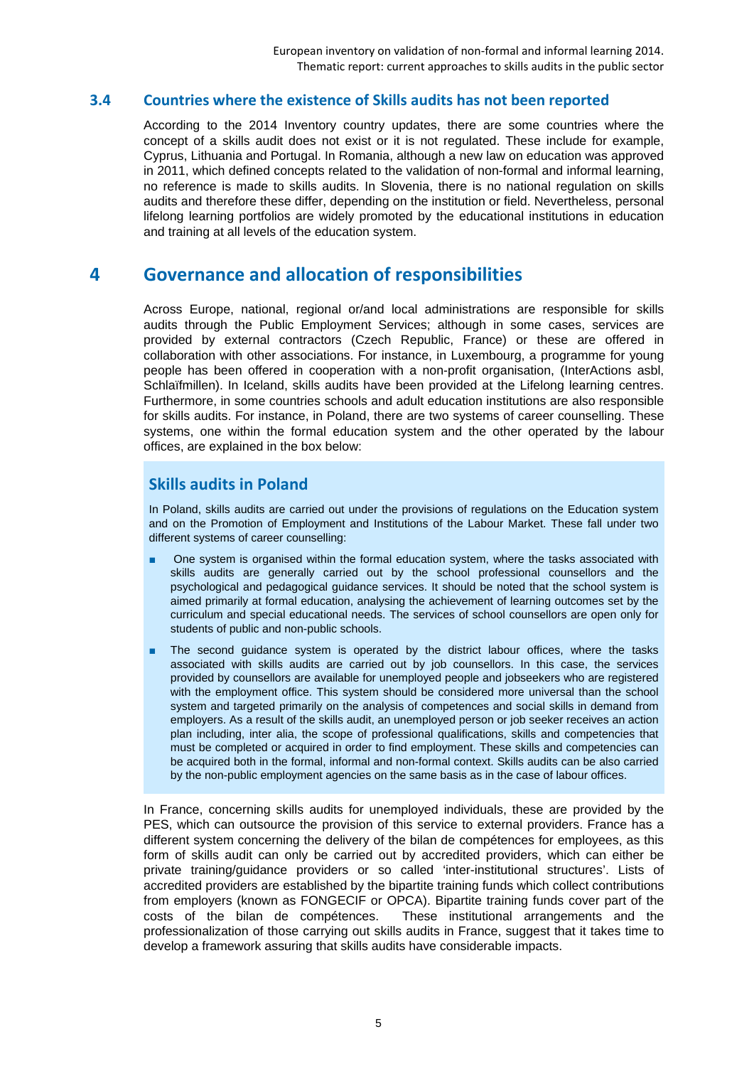### 3.4 Countries where the existence of Skills audits has not been reported

According to the 2014 Inventory country updates, there are some countries where the concept of a skills audit does not exist or it is not regulated. These include for example, Cyprus, Lithuania and Portugal. In Romania, although a new law on education was approved in 2011, which defined concepts related to the validation of non-formal and informal learning, no reference is made to skills audits. In Slovenia, there is no national regulation on skills audits and therefore these differ, depending on the institution or field. Nevertheless, personal lifelong learning portfolios are widely promoted by the educational institutions in education and training at all levels of the education system.

## 4 Governance and allocation of responsibilities

Across Europe, national, regional or/and local administrations are responsible for skills audits through the Public Employment Services; although in some cases, services are provided by external contractors (Czech Republic, France) or these are offered in collaboration with other associations. For instance, in Luxembourg, a programme for young people has been offered in cooperation with a non-profit organisation, (InterActions asbl, Schlaïfmillen). In Iceland, skills audits have been provided at the Lifelong learning centres. Furthermore, in some countries schools and adult education institutions are also responsible for skills audits. For instance, in Poland, there are two systems of career counselling. These systems, one within the formal education system and the other operated by the labour offices, are explained in the box below:

### Skills audits in Poland

In Poland, skills audits are carried out under the provisions of regulations on the Education system and on the Promotion of Employment and Institutions of the Labour Market. These fall under two different systems of career counselling:

- One system is organised within the formal education system, where the tasks associated with skills audits are generally carried out by the school professional counsellors and the psychological and pedagogical guidance services. It should be noted that the school system is aimed primarily at formal education, analysing the achievement of learning outcomes set by the curriculum and special educational needs. The services of school counsellors are open only for students of public and non-public schools.
- The second guidance system is operated by the district labour offices, where the tasks associated with skills audits are carried out by job counsellors. In this case, the services provided by counsellors are available for unemployed people and jobseekers who are registered with the employment office. This system should be considered more universal than the school system and targeted primarily on the analysis of competences and social skills in demand from employers. As a result of the skills audit, an unemployed person or job seeker receives an action plan including, inter alia, the scope of professional qualifications, skills and competencies that must be completed or acquired in order to find employment. These skills and competencies can be acquired both in the formal, informal and non-formal context. Skills audits can be also carried by the non-public employment agencies on the same basis as in the case of labour offices.

In France, concerning skills audits for unemployed individuals, these are provided by the PES, which can outsource the provision of this service to external providers. France has a different system concerning the delivery of the bilan de compétences for employees, as this form of skills audit can only be carried out by accredited providers, which can either be private training/guidance providers or so called 'inter-institutional structures'. Lists of accredited providers are established by the bipartite training funds which collect contributions from employers (known as FONGECIF or OPCA). Bipartite training funds cover part of the costs of the bilan de compétences. These institutional arrangements and the professionalization of those carrying out skills audits in France, suggest that it takes time to develop a framework assuring that skills audits have considerable impacts.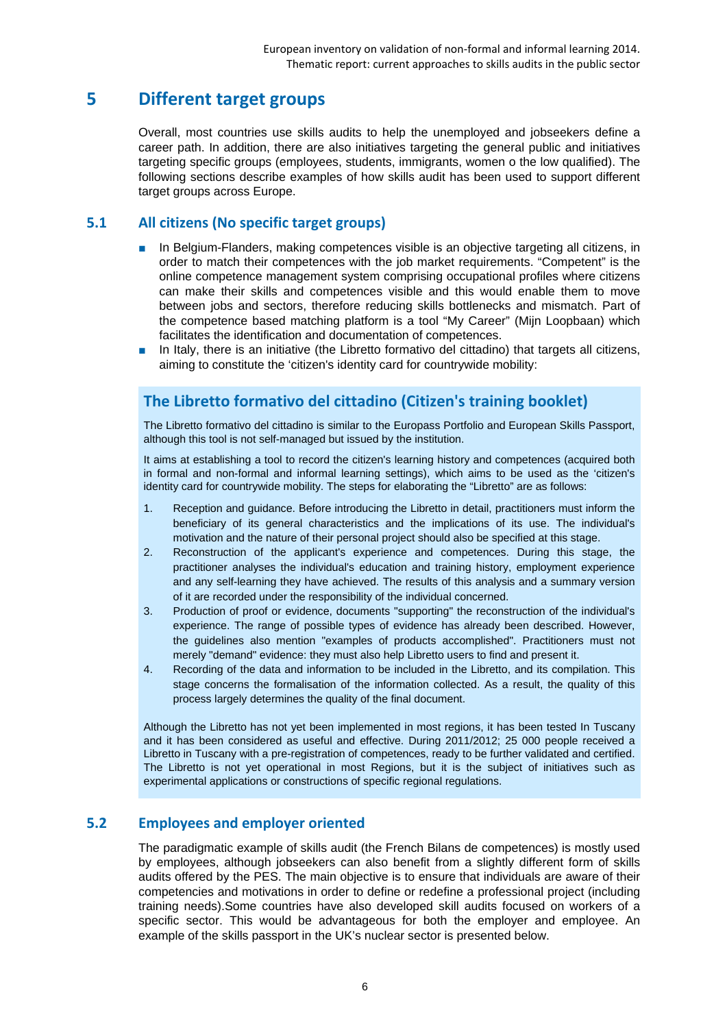# 5 Different target groups

Overall, most countries use skills audits to help the unemployed and jobseekers define a career path. In addition, there are also initiatives targeting the general public and initiatives targeting specific groups (employees, students, immigrants, women o the low qualified). The following sections describe examples of how skills audit has been used to support different target groups across Europe.

## 5.1 All citizens (No specific target groups)

- In Belgium-Flanders, making competences visible is an objective targeting all citizens, in order to match their competences with the job market requirements. "Competent" is the online competence management system comprising occupational profiles where citizens can make their skills and competences visible and this would enable them to move between jobs and sectors, therefore reducing skills bottlenecks and mismatch. Part of the competence based matching platform is a tool "My Career" (Mijn Loopbaan) which facilitates the identification and documentation of competences.
- In Italy, there is an initiative (the Libretto formativo del cittadino) that targets all citizens, aiming to constitute the 'citizen's identity card for countrywide mobility:

### The Libretto formativo del cittadino (Citizen's training booklet)

The Libretto formativo del cittadino is similar to the Europass Portfolio and European Skills Passport, although this tool is not self-managed but issued by the institution.

It aims at establishing a tool to record the citizen's learning history and competences (acquired both in formal and non-formal and informal learning settings), which aims to be used as the 'citizen's identity card for countrywide mobility. The steps for elaborating the "Libretto" are as follows:

1. Reception and guidance. Before introducing the Libretto in detail, practitioners must inform the beneficiary of its general characteristics and the implications of its use. The individual's motivation and the nature of their personal project should also be specified at this stage.
2. Reconstruction of the applicant's experience and competences. During this stage, the practitioner analyses the individual's education and training history, employment experience and any self-learning they have achieved. The results of this analysis and a summary version of it are recorded under the responsibility of the individual concerned.
3. Production of proof or evidence, documents "supporting" the reconstruction of the individual's experience. The range of possible types of evidence has already been described. However, the guidelines also mention "examples of products accomplished". Practitioners must not merely "demand" evidence: they must also help Libretto users to find and present it.
4. Recording of the data and information to be included in the Libretto, and its compilation. This stage concerns the formalisation of the information collected. As a result, the quality of this process largely determines the quality of the final document.

Although the Libretto has not yet been implemented in most regions, it has been tested In Tuscany and it has been considered as useful and effective. During 2011/2012; 25 000 people received a Libretto in Tuscany with a pre-registration of competences, ready to be further validated and certified. The Libretto is not yet operational in most Regions, but it is the subject of initiatives such as experimental applications or constructions of specific regional regulations.

## 5.2 Employees and employer oriented

The paradigmatic example of skills audit (the French Bilans de competences) is mostly used by employees, although jobseekers can also benefit from a slightly different form of skills audits offered by the PES. The main objective is to ensure that individuals are aware of their competencies and motivations in order to define or redefine a professional project (including training needs).Some countries have also developed skill audits focused on workers of a specific sector. This would be advantageous for both the employer and employee. An example of the skills passport in the UK's nuclear sector is presented below.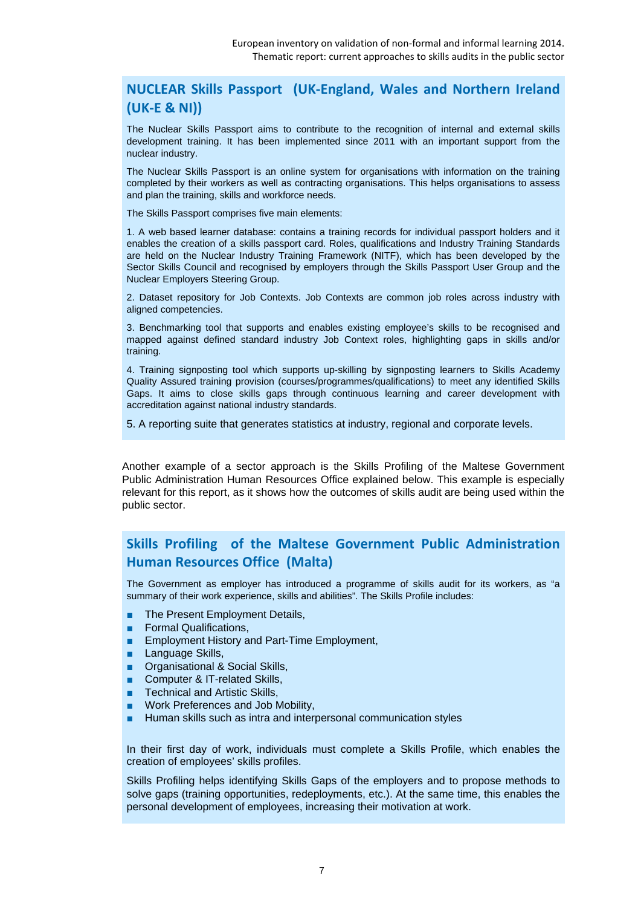## NUCLEAR Skills Passport (UK-England, Wales and Northern Ireland (UK-E & NI))

The Nuclear Skills Passport aims to contribute to the recognition of internal and external skills development training. It has been implemented since 2011 with an important support from the nuclear industry.

The Nuclear Skills Passport is an online system for organisations with information on the training completed by their workers as well as contracting organisations. This helps organisations to assess and plan the training, skills and workforce needs.

The Skills Passport comprises five main elements:

1. A web based learner database: contains a training records for individual passport holders and it enables the creation of a skills passport card. Roles, qualifications and Industry Training Standards are held on the Nuclear Industry Training Framework (NITF), which has been developed by the Sector Skills Council and recognised by employers through the Skills Passport User Group and the Nuclear Employers Steering Group.

2. Dataset repository for Job Contexts. Job Contexts are common job roles across industry with aligned competencies.

3. Benchmarking tool that supports and enables existing employee's skills to be recognised and mapped against defined standard industry Job Context roles, highlighting gaps in skills and/or training.

4. Training signposting tool which supports up-skilling by signposting learners to Skills Academy Quality Assured training provision (courses/programmes/qualifications) to meet any identified Skills Gaps. It aims to close skills gaps through continuous learning and career development with accreditation against national industry standards.

5. A reporting suite that generates statistics at industry, regional and corporate levels.

Another example of a sector approach is the Skills Profiling of the Maltese Government Public Administration Human Resources Office explained below. This example is especially relevant for this report, as it shows how the outcomes of skills audit are being used within the public sector.

## Skills Profiling of the Maltese Government Public Administration Human Resources Office (Malta)

The Government as employer has introduced a programme of skills audit for its workers, as "a summary of their work experience, skills and abilities". The Skills Profile includes:

- The Present Employment Details,
- Formal Qualifications,
- Employment History and Part-Time Employment,
- Language Skills,
- Organisational & Social Skills,
- Computer & IT-related Skills,
- Technical and Artistic Skills,
- Work Preferences and Job Mobility,
- Human skills such as intra and interpersonal communication styles

In their first day of work, individuals must complete a Skills Profile, which enables the creation of employees' skills profiles.

Skills Profiling helps identifying Skills Gaps of the employers and to propose methods to solve gaps (training opportunities, redeployments, etc.). At the same time, this enables the personal development of employees, increasing their motivation at work.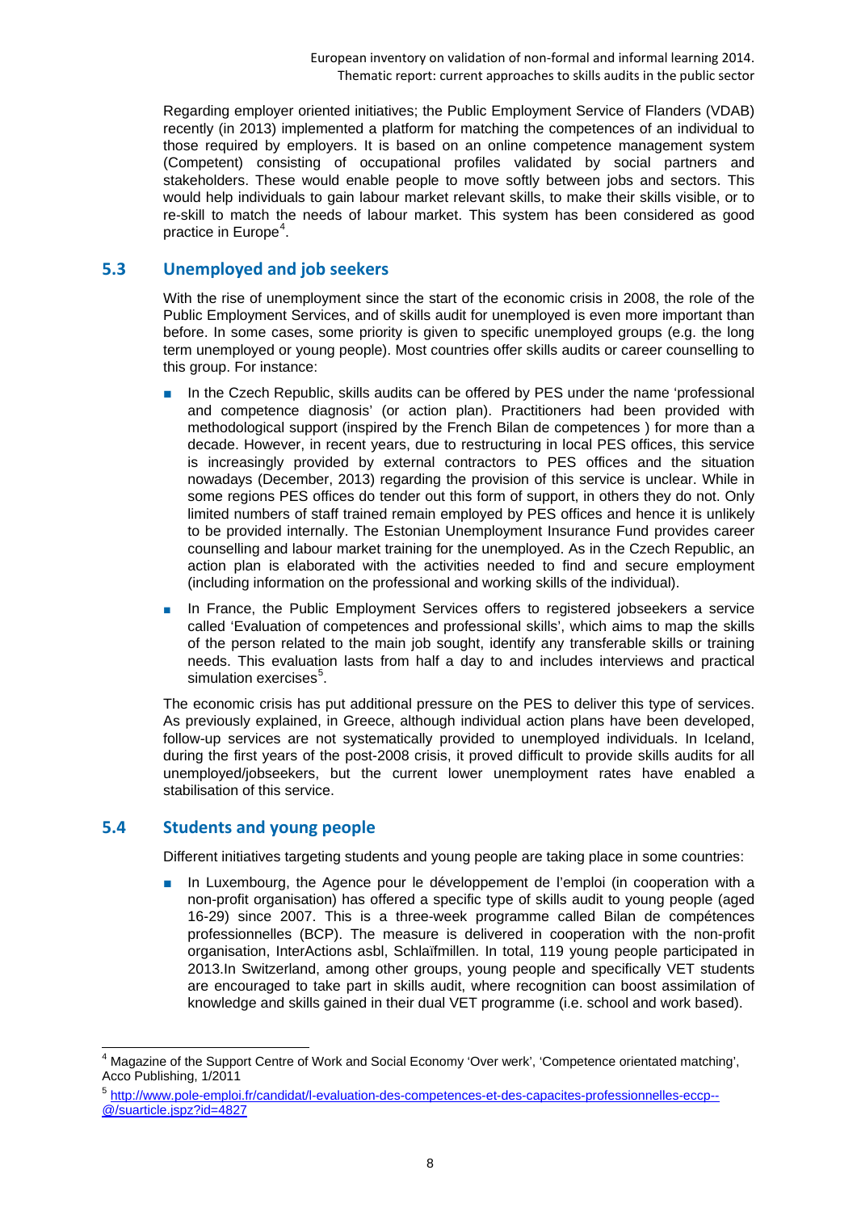Regarding employer oriented initiatives; the Public Employment Service of Flanders (VDAB) recently (in 2013) implemented a platform for matching the competences of an individual to those required by employers. It is based on an online competence management system (Competent) consisting of occupational profiles validated by social partners and stakeholders. These would enable people to move softly between jobs and sectors. This would help individuals to gain labour market relevant skills, to make their skills visible, or to re-skill to match the needs of labour market. This system has been considered as good practice in Europe[4].

## 5.3 Unemployed and job seekers

With the rise of unemployment since the start of the economic crisis in 2008, the role of the Public Employment Services, and of skills audit for unemployed is even more important than before. In some cases, some priority is given to specific unemployed groups (e.g. the long term unemployed or young people). Most countries offer skills audits or career counselling to this group. For instance:

- In the Czech Republic, skills audits can be offered by PES under the name 'professional and competence diagnosis' (or action plan). Practitioners had been provided with methodological support (inspired by the French Bilan de competences ) for more than a decade. However, in recent years, due to restructuring in local PES offices, this service is increasingly provided by external contractors to PES offices and the situation nowadays (December, 2013) regarding the provision of this service is unclear. While in some regions PES offices do tender out this form of support, in others they do not. Only limited numbers of staff trained remain employed by PES offices and hence it is unlikely to be provided internally. The Estonian Unemployment Insurance Fund provides career counselling and labour market training for the unemployed. As in the Czech Republic, an action plan is elaborated with the activities needed to find and secure employment (including information on the professional and working skills of the individual).
- In France, the Public Employment Services offers to registered jobseekers a service called 'Evaluation of competences and professional skills', which aims to map the skills of the person related to the main job sought, identify any transferable skills or training needs. This evaluation lasts from half a day to and includes interviews and practical simulation exercises[5].

The economic crisis has put additional pressure on the PES to deliver this type of services. As previously explained, in Greece, although individual action plans have been developed, follow-up services are not systematically provided to unemployed individuals. In Iceland, during the first years of the post-2008 crisis, it proved difficult to provide skills audits for all unemployed/jobseekers, but the current lower unemployment rates have enabled a stabilisation of this service.

## 5.4 Students and young people

Different initiatives targeting students and young people are taking place in some countries:

- In Luxembourg, the Agence pour le développement de l'emploi (in cooperation with a non-profit organisation) has offered a specific type of skills audit to young people (aged 16-29) since 2007. This is a three-week programme called Bilan de compétences professionnelles (BCP). The measure is delivered in cooperation with the non-profit organisation, InterActions asbl, Schlaïfmillen. In total, 119 young people participated in 2013.In Switzerland, among other groups, young people and specifically VET students are encouraged to take part in skills audit, where recognition can boost assimilation of knowledge and skills gained in their dual VET programme (i.e. school and work based).

---

[4] Magazine of the Support Centre of Work and Social Economy 'Over werk', 'Competence orientated matching', Acco Publishing, 1/2011

[5] http://www.pole-emploi.fr/candidat/l-evaluation-des-competences-et-des-capacites-professionnelles-eccp--@/suarticle.jspz?id=4827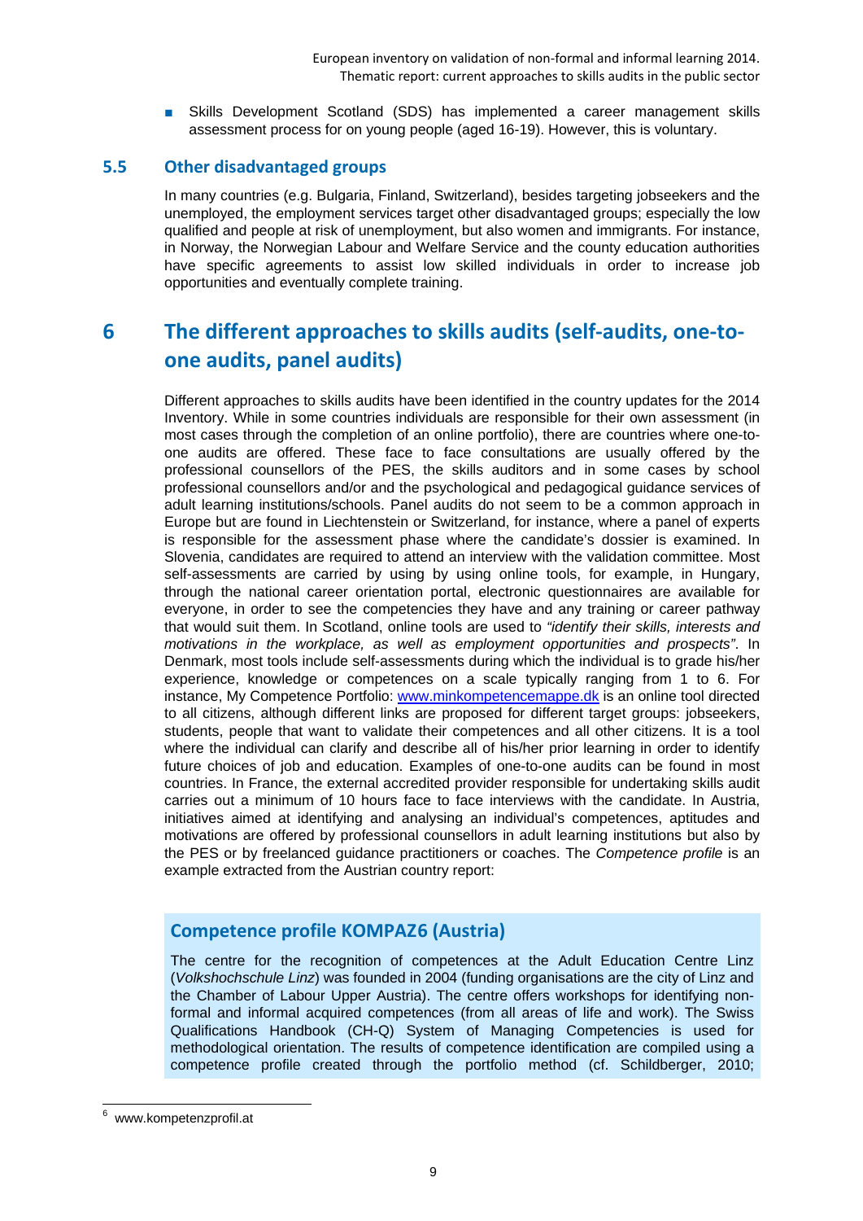- Skills Development Scotland (SDS) has implemented a career management skills assessment process for on young people (aged 16-19). However, this is voluntary.

## 5.5 Other disadvantaged groups

In many countries (e.g. Bulgaria, Finland, Switzerland), besides targeting jobseekers and the unemployed, the employment services target other disadvantaged groups; especially the low qualified and people at risk of unemployment, but also women and immigrants. For instance, in Norway, the Norwegian Labour and Welfare Service and the county education authorities have specific agreements to assist low skilled individuals in order to increase job opportunities and eventually complete training.

# 6 The different approaches to skills audits (self-audits, one-to-one audits, panel audits)

Different approaches to skills audits have been identified in the country updates for the 2014 Inventory. While in some countries individuals are responsible for their own assessment (in most cases through the completion of an online portfolio), there are countries where one-to-one audits are offered. These face to face consultations are usually offered by the professional counsellors of the PES, the skills auditors and in some cases by school professional counsellors and/or and the psychological and pedagogical guidance services of adult learning institutions/schools. Panel audits do not seem to be a common approach in Europe but are found in Liechtenstein or Switzerland, for instance, where a panel of experts is responsible for the assessment phase where the candidate's dossier is examined. In Slovenia, candidates are required to attend an interview with the validation committee. Most self-assessments are carried by using by using online tools, for example, in Hungary, through the national career orientation portal, electronic questionnaires are available for everyone, in order to see the competencies they have and any training or career pathway that would suit them. In Scotland, online tools are used to *"identify their skills, interests and motivations in the workplace, as well as employment opportunities and prospects"*. In Denmark, most tools include self-assessments during which the individual is to grade his/her experience, knowledge or competences on a scale typically ranging from 1 to 6. For instance, My Competence Portfolio: [www.minkompetencemappe.dk](http://www.minkompetencemappe.dk) is an online tool directed to all citizens, although different links are proposed for different target groups: jobseekers, students, people that want to validate their competences and all other citizens. It is a tool where the individual can clarify and describe all of his/her prior learning in order to identify future choices of job and education. Examples of one-to-one audits can be found in most countries. In France, the external accredited provider responsible for undertaking skills audit carries out a minimum of 10 hours face to face interviews with the candidate. In Austria, initiatives aimed at identifying and analysing an individual's competences, aptitudes and motivations are offered by professional counsellors in adult learning institutions but also by the PES or by freelanced guidance practitioners or coaches. The *Competence profile* is an example extracted from the Austrian country report:

### Competence profile KOMPAZ[6] (Austria)

The centre for the recognition of competences at the Adult Education Centre Linz (*Volkshochschule Linz*) was founded in 2004 (funding organisations are the city of Linz and the Chamber of Labour Upper Austria). The centre offers workshops for identifying non-formal and informal acquired competences (from all areas of life and work). The Swiss Qualifications Handbook (CH-Q) System of Managing Competencies is used for methodological orientation. The results of competence identification are compiled using a competence profile created through the portfolio method (cf. Schildberger, 2010;

---

[6] www.kompetenzprofil.at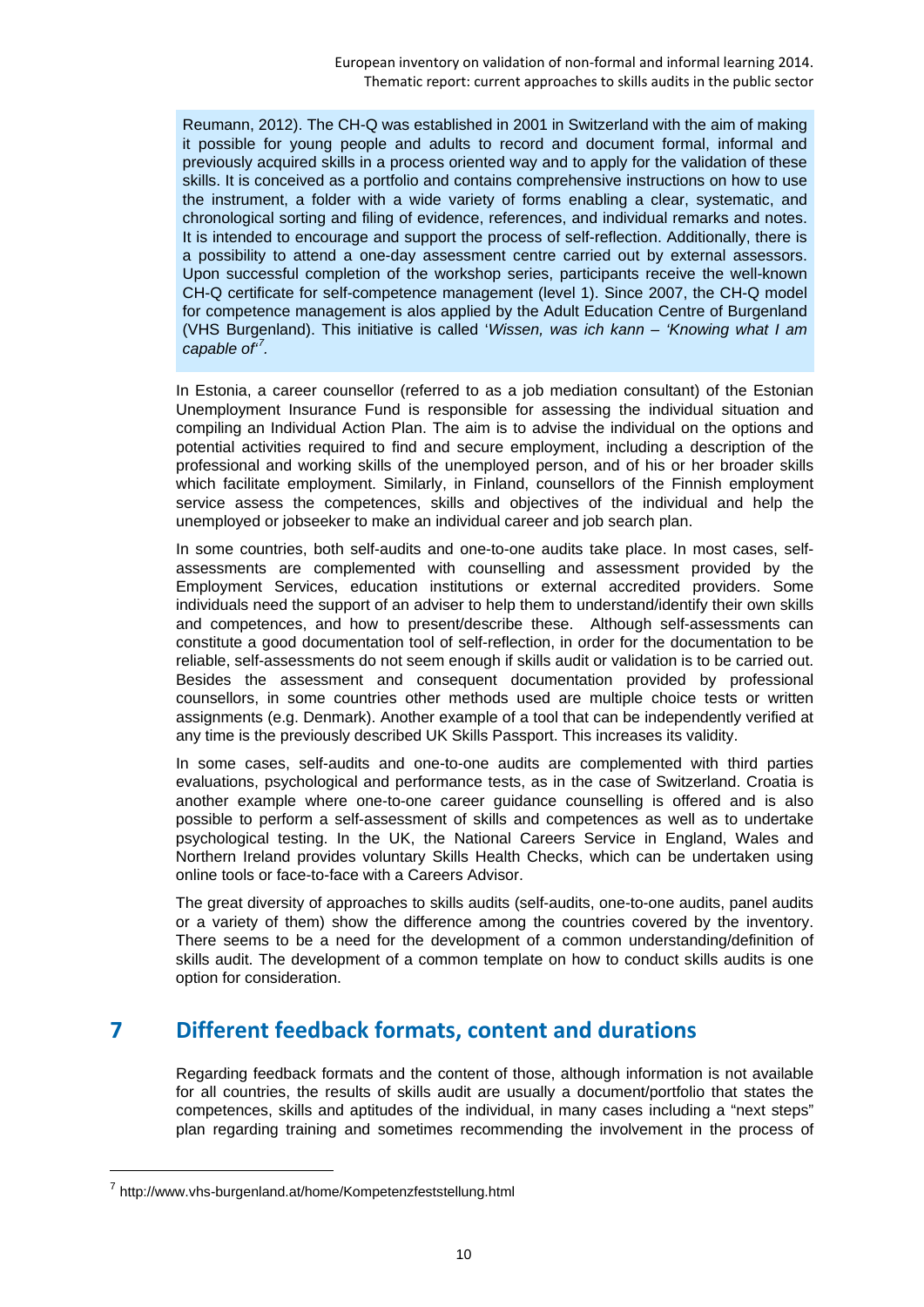Reumann, 2012). The CH-Q was established in 2001 in Switzerland with the aim of making it possible for young people and adults to record and document formal, informal and previously acquired skills in a process oriented way and to apply for the validation of these skills. It is conceived as a portfolio and contains comprehensive instructions on how to use the instrument, a folder with a wide variety of forms enabling a clear, systematic, and chronological sorting and filing of evidence, references, and individual remarks and notes. It is intended to encourage and support the process of self-reflection. Additionally, there is a possibility to attend a one-day assessment centre carried out by external assessors. Upon successful completion of the workshop series, participants receive the well-known CH-Q certificate for self-competence management (level 1). Since 2007, the CH-Q model for competence management is alos applied by the Adult Education Centre of Burgenland (VHS Burgenland). This initiative is called '*Wissen, was ich kann – 'Knowing what I am capable of*'[7].

In Estonia, a career counsellor (referred to as a job mediation consultant) of the Estonian Unemployment Insurance Fund is responsible for assessing the individual situation and compiling an Individual Action Plan. The aim is to advise the individual on the options and potential activities required to find and secure employment, including a description of the professional and working skills of the unemployed person, and of his or her broader skills which facilitate employment. Similarly, in Finland, counsellors of the Finnish employment service assess the competences, skills and objectives of the individual and help the unemployed or jobseeker to make an individual career and job search plan.

In some countries, both self-audits and one-to-one audits take place. In most cases, self-assessments are complemented with counselling and assessment provided by the Employment Services, education institutions or external accredited providers. Some individuals need the support of an adviser to help them to understand/identify their own skills and competences, and how to present/describe these. Although self-assessments can constitute a good documentation tool of self-reflection, in order for the documentation to be reliable, self-assessments do not seem enough if skills audit or validation is to be carried out. Besides the assessment and consequent documentation provided by professional counsellors, in some countries other methods used are multiple choice tests or written assignments (e.g. Denmark). Another example of a tool that can be independently verified at any time is the previously described UK Skills Passport. This increases its validity.

In some cases, self-audits and one-to-one audits are complemented with third parties evaluations, psychological and performance tests, as in the case of Switzerland. Croatia is another example where one-to-one career guidance counselling is offered and is also possible to perform a self-assessment of skills and competences as well as to undertake psychological testing. In the UK, the National Careers Service in England, Wales and Northern Ireland provides voluntary Skills Health Checks, which can be undertaken using online tools or face-to-face with a Careers Advisor.

The great diversity of approaches to skills audits (self-audits, one-to-one audits, panel audits or a variety of them) show the difference among the countries covered by the inventory. There seems to be a need for the development of a common understanding/definition of skills audit. The development of a common template on how to conduct skills audits is one option for consideration.

# 7 Different feedback formats, content and durations

Regarding feedback formats and the content of those, although information is not available for all countries, the results of skills audit are usually a document/portfolio that states the competences, skills and aptitudes of the individual, in many cases including a "next steps" plan regarding training and sometimes recommending the involvement in the process of

[7] http://www.vhs-burgenland.at/home/Kompetenzfeststellung.html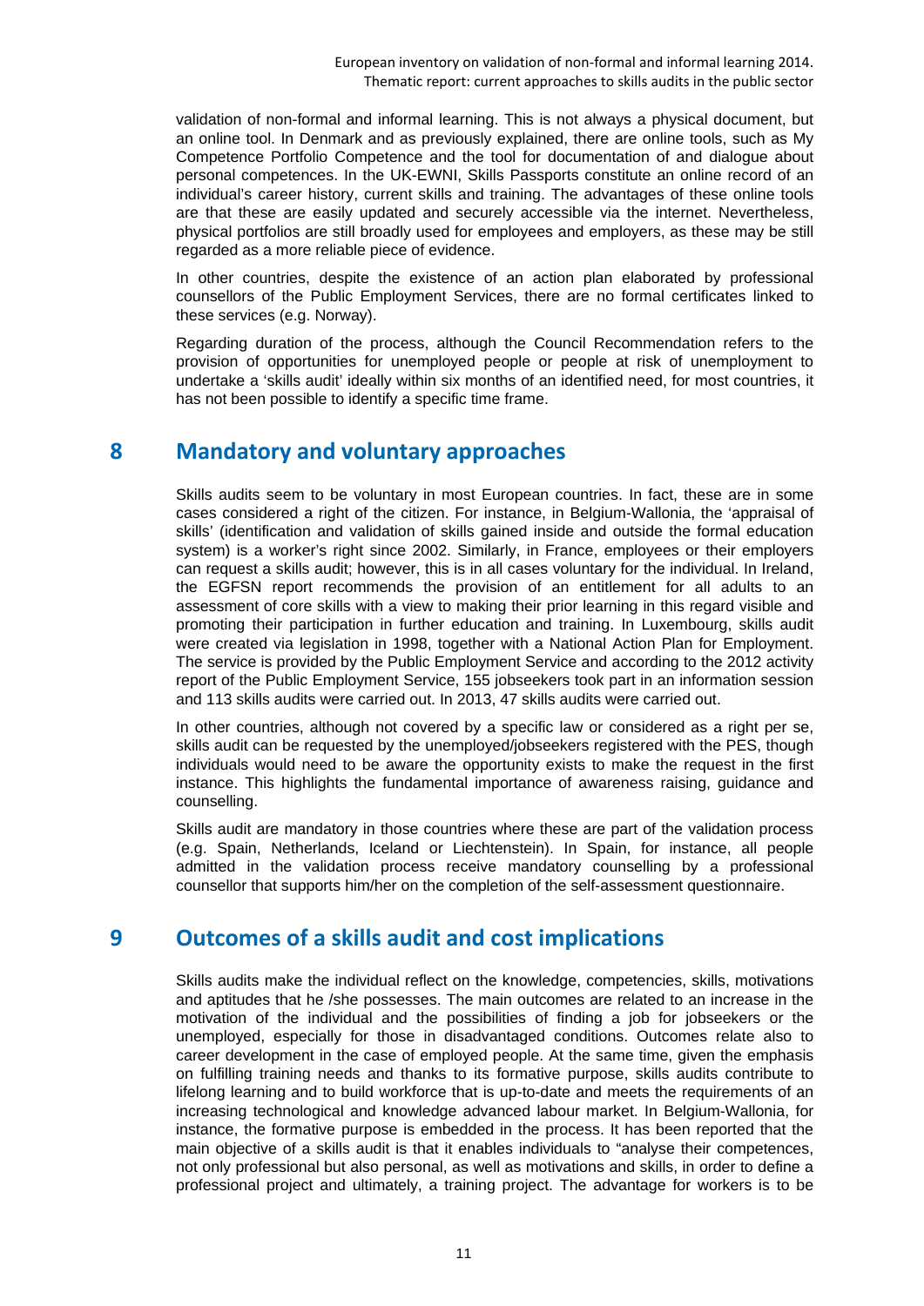validation of non-formal and informal learning. This is not always a physical document, but an online tool. In Denmark and as previously explained, there are online tools, such as My Competence Portfolio Competence and the tool for documentation of and dialogue about personal competences. In the UK-EWNI, Skills Passports constitute an online record of an individual's career history, current skills and training. The advantages of these online tools are that these are easily updated and securely accessible via the internet. Nevertheless, physical portfolios are still broadly used for employees and employers, as these may be still regarded as a more reliable piece of evidence.

In other countries, despite the existence of an action plan elaborated by professional counsellors of the Public Employment Services, there are no formal certificates linked to these services (e.g. Norway).

Regarding duration of the process, although the Council Recommendation refers to the provision of opportunities for unemployed people or people at risk of unemployment to undertake a 'skills audit' ideally within six months of an identified need, for most countries, it has not been possible to identify a specific time frame.

# 8 Mandatory and voluntary approaches

Skills audits seem to be voluntary in most European countries. In fact, these are in some cases considered a right of the citizen. For instance, in Belgium-Wallonia, the 'appraisal of skills' (identification and validation of skills gained inside and outside the formal education system) is a worker's right since 2002. Similarly, in France, employees or their employers can request a skills audit; however, this is in all cases voluntary for the individual. In Ireland, the EGFSN report recommends the provision of an entitlement for all adults to an assessment of core skills with a view to making their prior learning in this regard visible and promoting their participation in further education and training. In Luxembourg, skills audit were created via legislation in 1998, together with a National Action Plan for Employment. The service is provided by the Public Employment Service and according to the 2012 activity report of the Public Employment Service, 155 jobseekers took part in an information session and 113 skills audits were carried out. In 2013, 47 skills audits were carried out.

In other countries, although not covered by a specific law or considered as a right per se, skills audit can be requested by the unemployed/jobseekers registered with the PES, though individuals would need to be aware the opportunity exists to make the request in the first instance. This highlights the fundamental importance of awareness raising, guidance and counselling.

Skills audit are mandatory in those countries where these are part of the validation process (e.g. Spain, Netherlands, Iceland or Liechtenstein). In Spain, for instance, all people admitted in the validation process receive mandatory counselling by a professional counsellor that supports him/her on the completion of the self-assessment questionnaire.

# 9 Outcomes of a skills audit and cost implications

Skills audits make the individual reflect on the knowledge, competencies, skills, motivations and aptitudes that he /she possesses. The main outcomes are related to an increase in the motivation of the individual and the possibilities of finding a job for jobseekers or the unemployed, especially for those in disadvantaged conditions. Outcomes relate also to career development in the case of employed people. At the same time, given the emphasis on fulfilling training needs and thanks to its formative purpose, skills audits contribute to lifelong learning and to build workforce that is up-to-date and meets the requirements of an increasing technological and knowledge advanced labour market. In Belgium-Wallonia, for instance, the formative purpose is embedded in the process. It has been reported that the main objective of a skills audit is that it enables individuals to "analyse their competences, not only professional but also personal, as well as motivations and skills, in order to define a professional project and ultimately, a training project. The advantage for workers is to be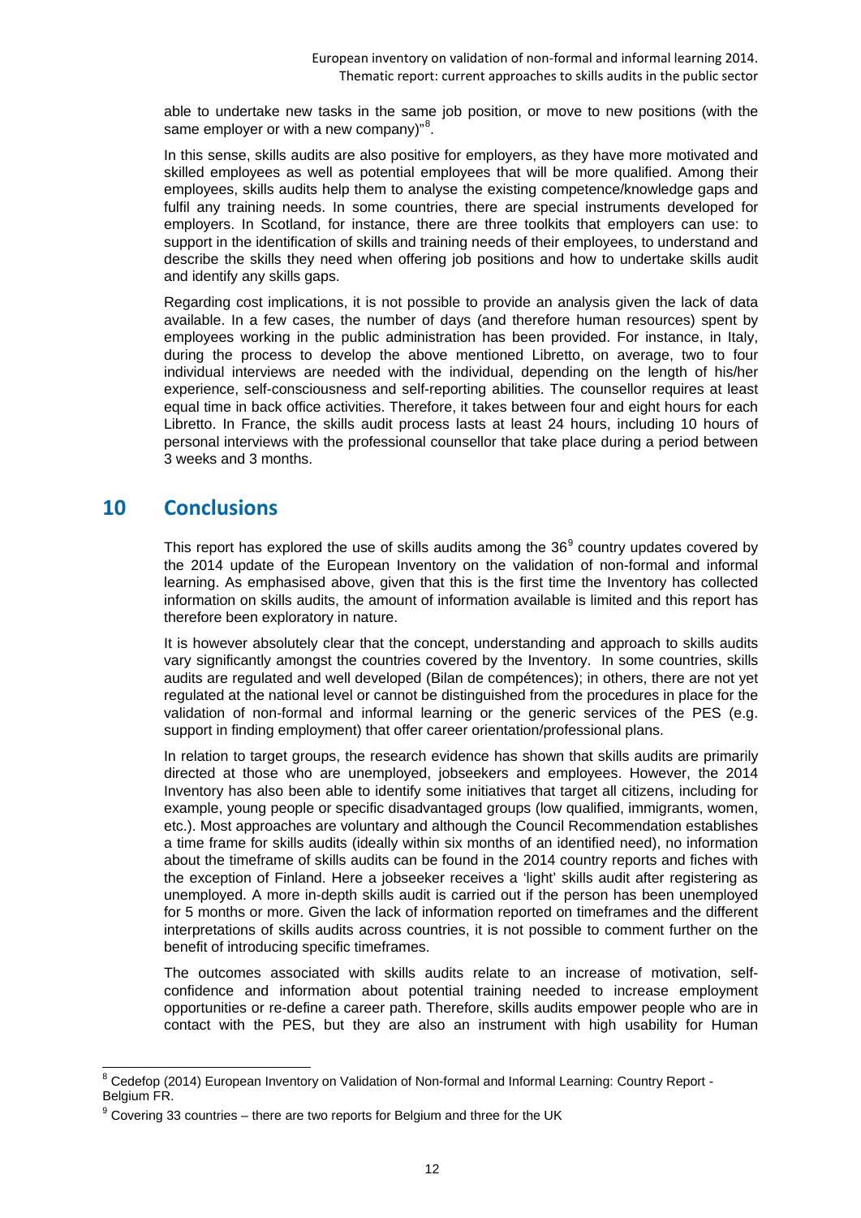able to undertake new tasks in the same job position, or move to new positions (with the same employer or with a new company)"[8].

In this sense, skills audits are also positive for employers, as they have more motivated and skilled employees as well as potential employees that will be more qualified. Among their employees, skills audits help them to analyse the existing competence/knowledge gaps and fulfil any training needs. In some countries, there are special instruments developed for employers. In Scotland, for instance, there are three toolkits that employers can use: to support in the identification of skills and training needs of their employees, to understand and describe the skills they need when offering job positions and how to undertake skills audit and identify any skills gaps.

Regarding cost implications, it is not possible to provide an analysis given the lack of data available. In a few cases, the number of days (and therefore human resources) spent by employees working in the public administration has been provided. For instance, in Italy, during the process to develop the above mentioned Libretto, on average, two to four individual interviews are needed with the individual, depending on the length of his/her experience, self-consciousness and self-reporting abilities. The counsellor requires at least equal time in back office activities. Therefore, it takes between four and eight hours for each Libretto. In France, the skills audit process lasts at least 24 hours, including 10 hours of personal interviews with the professional counsellor that take place during a period between 3 weeks and 3 months.

## 10 Conclusions

This report has explored the use of skills audits among the 36[9] country updates covered by the 2014 update of the European Inventory on the validation of non-formal and informal learning. As emphasised above, given that this is the first time the Inventory has collected information on skills audits, the amount of information available is limited and this report has therefore been exploratory in nature.

It is however absolutely clear that the concept, understanding and approach to skills audits vary significantly amongst the countries covered by the Inventory. In some countries, skills audits are regulated and well developed (Bilan de compétences); in others, there are not yet regulated at the national level or cannot be distinguished from the procedures in place for the validation of non-formal and informal learning or the generic services of the PES (e.g. support in finding employment) that offer career orientation/professional plans.

In relation to target groups, the research evidence has shown that skills audits are primarily directed at those who are unemployed, jobseekers and employees. However, the 2014 Inventory has also been able to identify some initiatives that target all citizens, including for example, young people or specific disadvantaged groups (low qualified, immigrants, women, etc.). Most approaches are voluntary and although the Council Recommendation establishes a time frame for skills audits (ideally within six months of an identified need), no information about the timeframe of skills audits can be found in the 2014 country reports and fiches with the exception of Finland. Here a jobseeker receives a 'light' skills audit after registering as unemployed. A more in-depth skills audit is carried out if the person has been unemployed for 5 months or more. Given the lack of information reported on timeframes and the different interpretations of skills audits across countries, it is not possible to comment further on the benefit of introducing specific timeframes.

The outcomes associated with skills audits relate to an increase of motivation, self-confidence and information about potential training needed to increase employment opportunities or re-define a career path. Therefore, skills audits empower people who are in contact with the PES, but they are also an instrument with high usability for Human

[8] Cedefop (2014) European Inventory on Validation of Non-formal and Informal Learning: Country Report - Belgium FR.

[9] Covering 33 countries – there are two reports for Belgium and three for the UK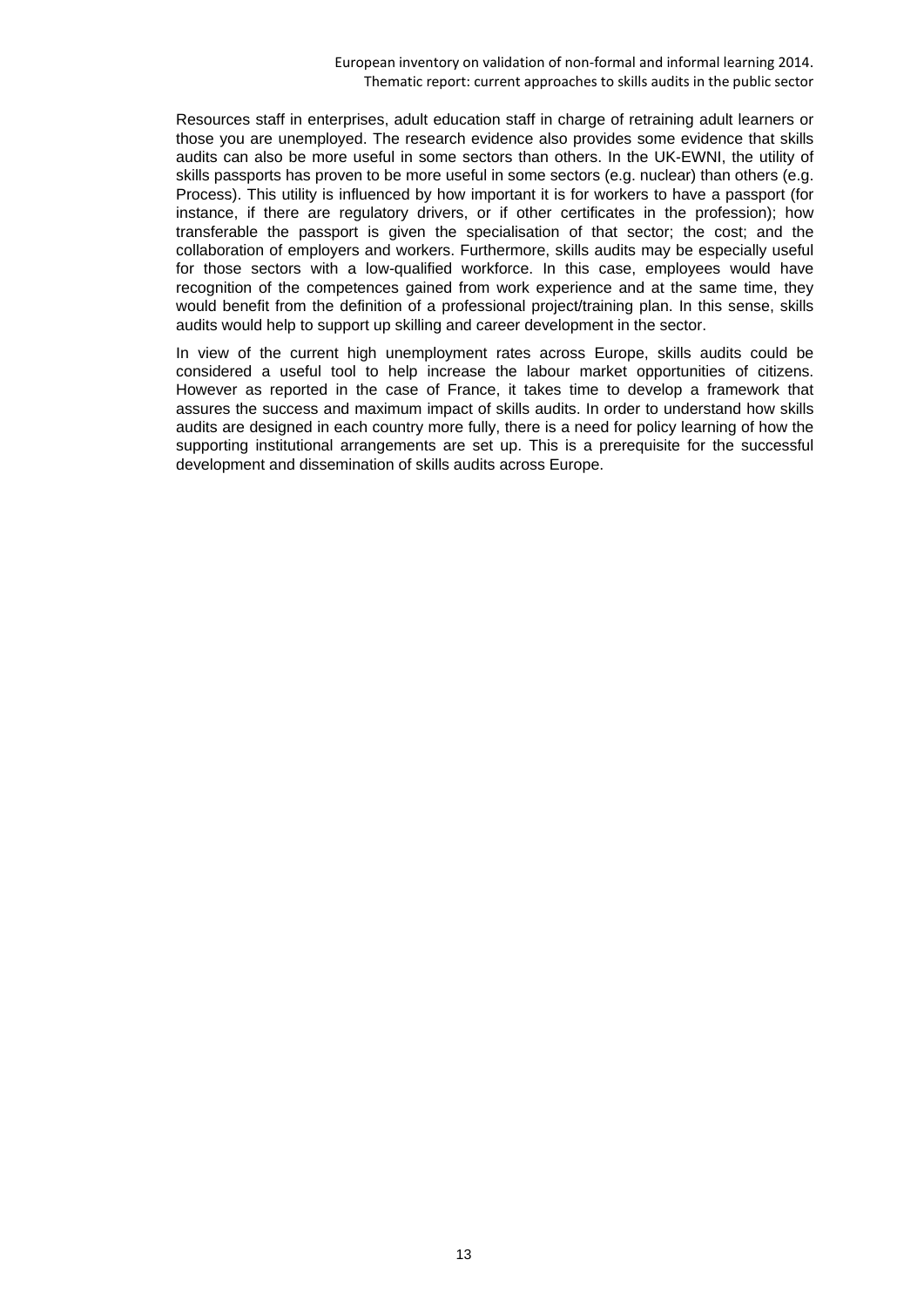Resources staff in enterprises, adult education staff in charge of retraining adult learners or those you are unemployed. The research evidence also provides some evidence that skills audits can also be more useful in some sectors than others. In the UK-EWNI, the utility of skills passports has proven to be more useful in some sectors (e.g. nuclear) than others (e.g. Process). This utility is influenced by how important it is for workers to have a passport (for instance, if there are regulatory drivers, or if other certificates in the profession); how transferable the passport is given the specialisation of that sector; the cost; and the collaboration of employers and workers. Furthermore, skills audits may be especially useful for those sectors with a low-qualified workforce. In this case, employees would have recognition of the competences gained from work experience and at the same time, they would benefit from the definition of a professional project/training plan. In this sense, skills audits would help to support up skilling and career development in the sector.

In view of the current high unemployment rates across Europe, skills audits could be considered a useful tool to help increase the labour market opportunities of citizens. However as reported in the case of France, it takes time to develop a framework that assures the success and maximum impact of skills audits. In order to understand how skills audits are designed in each country more fully, there is a need for policy learning of how the supporting institutional arrangements are set up. This is a prerequisite for the successful development and dissemination of skills audits across Europe.